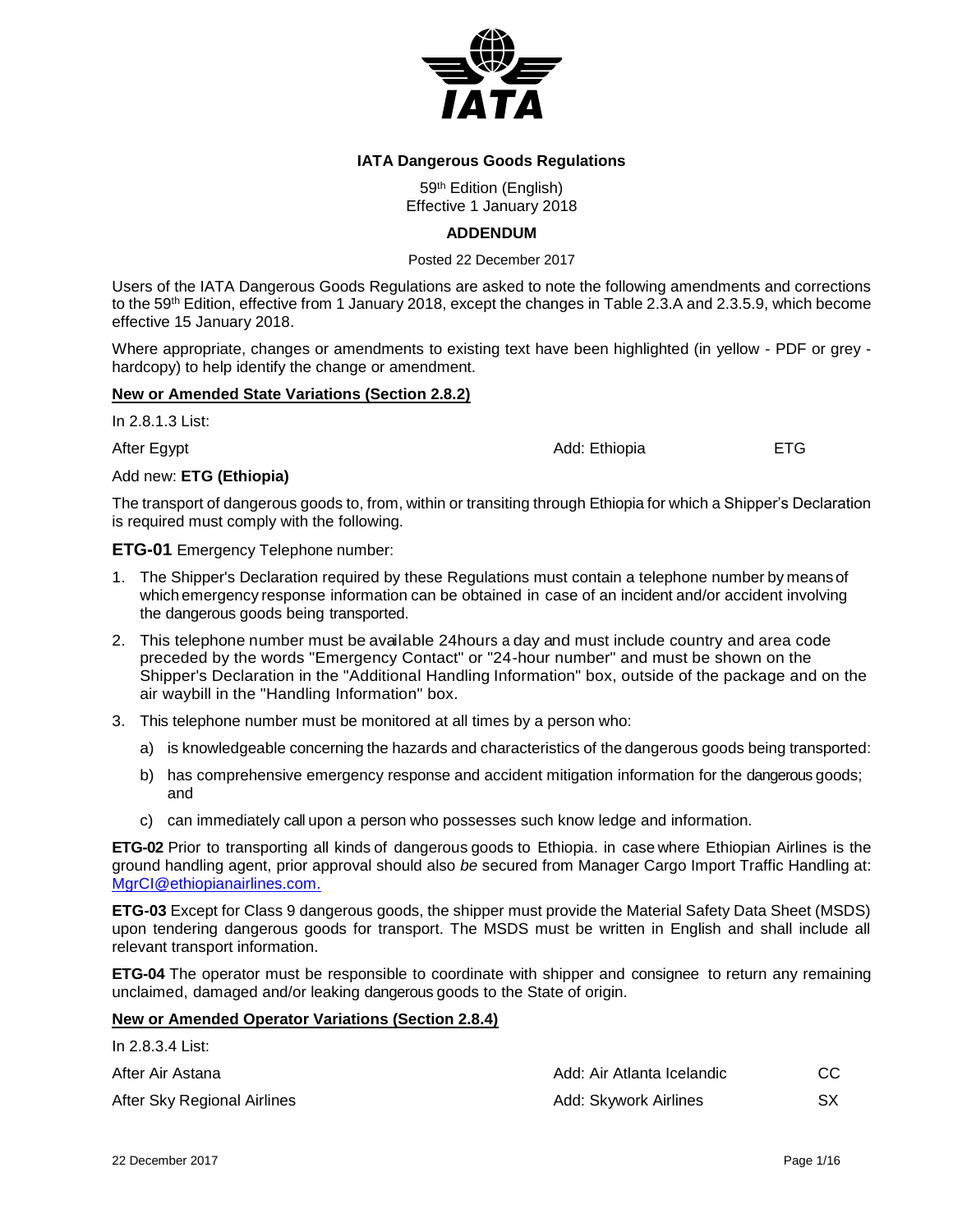**IATA Dangerous Goods Regulations**

59th Edition (English)
Effective 1 January 2018

**ADDENDUM**

Posted 22 December 2017

Users of the IATA Dangerous Goods Regulations are asked to note the following amendments and corrections to the 59th Edition, effective from 1 January 2018, except the changes in Table 2.3.A and 2.3.5.9, which become effective 15 January 2018.

Where appropriate, changes or amendments to existing text have been highlighted (in yellow - PDF or grey - hardcopy) to help identify the change or amendment.

**New or Amended State Variations (Section 2.8.2)**

In 2.8.1.3 List:

| | | |
|---|---|---|
| After Egypt | Add: Ethiopia | ETG |

Add new: **ETG (Ethiopia)**

The transport of dangerous goods to, from, within or transiting through Ethiopia for which a Shipper's Declaration is required must comply with the following.

**ETG-01** Emergency Telephone number:

1. The Shipper's Declaration required by these Regulations must contain a telephone number by means of which emergency response information can be obtained in case of an incident and/or accident involving the dangerous goods being transported.
2. This telephone number must be available 24hours a day and must include country and area code preceded by the words "Emergency Contact" or "24-hour number" and must be shown on the Shipper's Declaration in the "Additional Handling Information" box, outside of the package and on the air waybill in the "Handling Information" box.
3. This telephone number must be monitored at all times by a person who:
   a) is knowledgeable concerning the hazards and characteristics of the dangerous goods being transported:
   b) has comprehensive emergency response and accident mitigation information for the dangerous goods; and
   c) can immediately call upon a person who possesses such know ledge and information.

**ETG-02** Prior to transporting all kinds of dangerous goods to Ethiopia. in case where Ethiopian Airlines is the ground handling agent, prior approval should also *be* secured from Manager Cargo Import Traffic Handling at: MgrCI@ethiopianairlines.com.

**ETG-03** Except for Class 9 dangerous goods, the shipper must provide the Material Safety Data Sheet (MSDS) upon tendering dangerous goods for transport. The MSDS must be written in English and shall include all relevant transport information.

**ETG-04** The operator must be responsible to coordinate with shipper and consignee to return any remaining unclaimed, damaged and/or leaking dangerous goods to the State of origin.

**New or Amended Operator Variations (Section 2.8.4)**

In 2.8.3.4 List:

| | | |
|---|---|---|
| After Air Astana | Add: Air Atlanta Icelandic | CC |
| After Sky Regional Airlines | Add: Skywork Airlines | SX |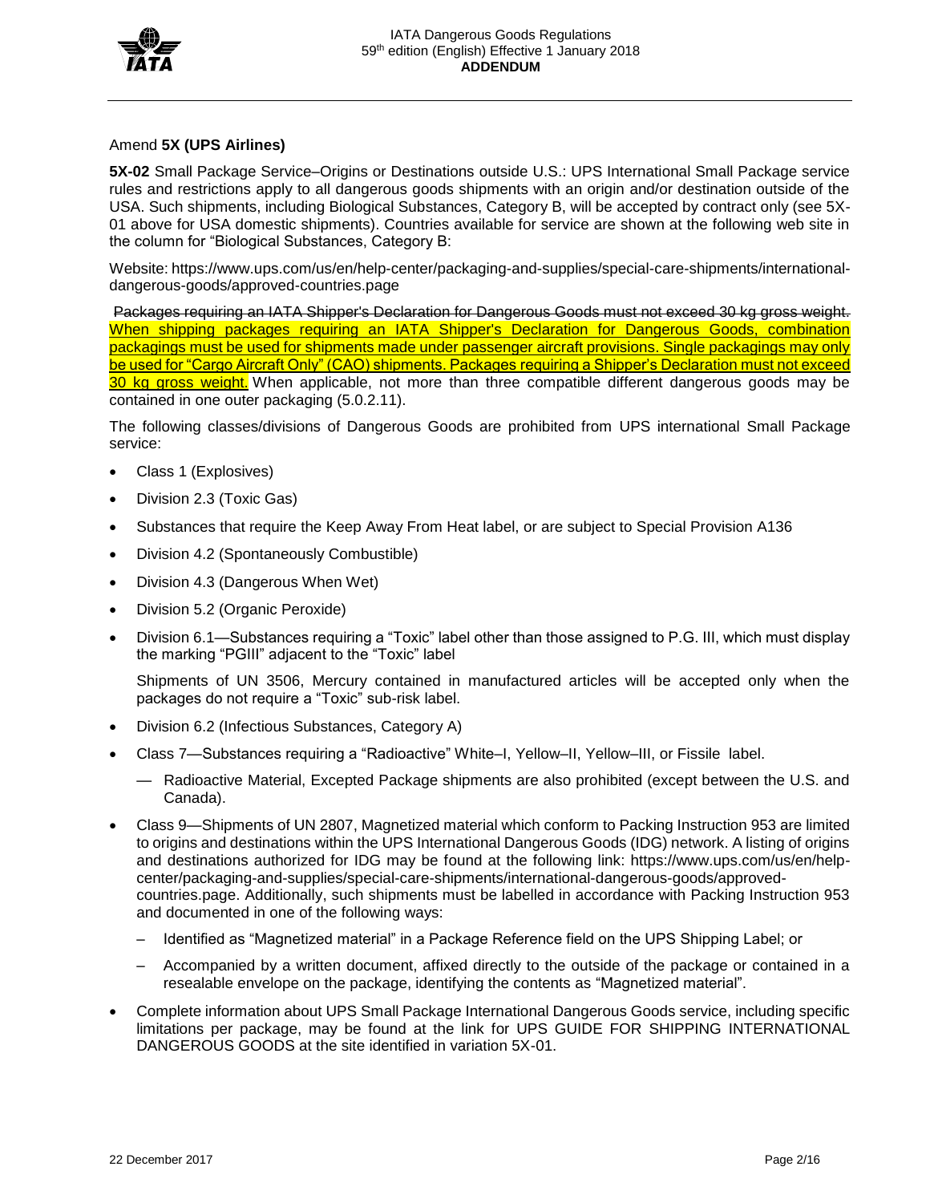Amend **5X (UPS Airlines)**

**5X-02** Small Package Service–Origins or Destinations outside U.S.: UPS International Small Package service rules and restrictions apply to all dangerous goods shipments with an origin and/or destination outside of the USA. Such shipments, including Biological Substances, Category B, will be accepted by contract only (see 5X-01 above for USA domestic shipments). Countries available for service are shown at the following web site in the column for "Biological Substances, Category B:

Website: https://www.ups.com/us/en/help-center/packaging-and-supplies/special-care-shipments/international-dangerous-goods/approved-countries.page

~~Packages requiring an IATA Shipper's Declaration for Dangerous Goods must not exceed 30 kg gross weight.~~ When shipping packages requiring an IATA Shipper's Declaration for Dangerous Goods, combination packagings must be used for shipments made under passenger aircraft provisions. Single packagings may only be used for "Cargo Aircraft Only" (CAO) shipments. Packages requiring a Shipper's Declaration must not exceed 30 kg gross weight. When applicable, not more than three compatible different dangerous goods may be contained in one outer packaging (5.0.2.11).

The following classes/divisions of Dangerous Goods are prohibited from UPS international Small Package service:

- Class 1 (Explosives)
- Division 2.3 (Toxic Gas)
- Substances that require the Keep Away From Heat label, or are subject to Special Provision A136
- Division 4.2 (Spontaneously Combustible)
- Division 4.3 (Dangerous When Wet)
- Division 5.2 (Organic Peroxide)
- Division 6.1—Substances requiring a "Toxic" label other than those assigned to P.G. III, which must display the marking "PGIII" adjacent to the "Toxic" label

  Shipments of UN 3506, Mercury contained in manufactured articles will be accepted only when the packages do not require a "Toxic" sub-risk label.
- Division 6.2 (Infectious Substances, Category A)
- Class 7—Substances requiring a "Radioactive" White–I, Yellow–II, Yellow–III, or Fissile label.
  - Radioactive Material, Excepted Package shipments are also prohibited (except between the U.S. and Canada).
- Class 9—Shipments of UN 2807, Magnetized material which conform to Packing Instruction 953 are limited to origins and destinations within the UPS International Dangerous Goods (IDG) network. A listing of origins and destinations authorized for IDG may be found at the following link: https://www.ups.com/us/en/help-center/packaging-and-supplies/special-care-shipments/international-dangerous-goods/approved-countries.page. Additionally, such shipments must be labelled in accordance with Packing Instruction 953 and documented in one of the following ways:
  - Identified as "Magnetized material" in a Package Reference field on the UPS Shipping Label; or
  - Accompanied by a written document, affixed directly to the outside of the package or contained in a resealable envelope on the package, identifying the contents as "Magnetized material".
- Complete information about UPS Small Package International Dangerous Goods service, including specific limitations per package, may be found at the link for UPS GUIDE FOR SHIPPING INTERNATIONAL DANGEROUS GOODS at the site identified in variation 5X-01.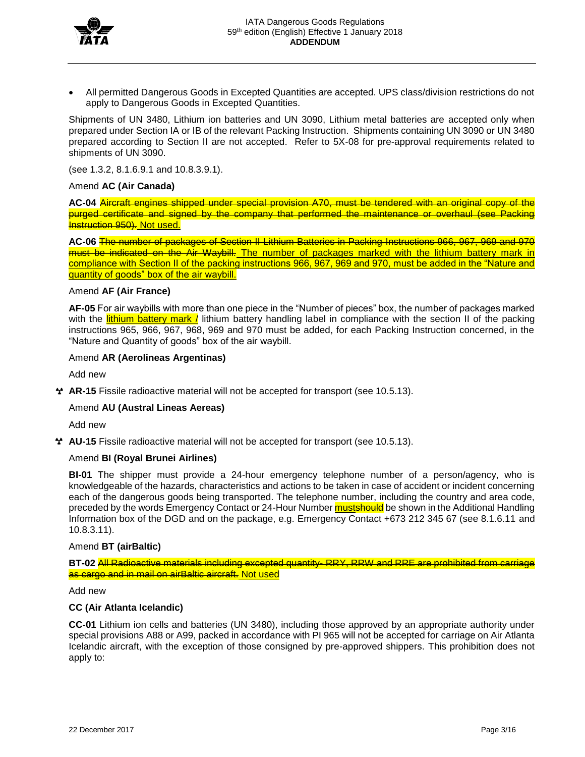- All permitted Dangerous Goods in Excepted Quantities are accepted. UPS class/division restrictions do not apply to Dangerous Goods in Excepted Quantities.

Shipments of UN 3480, Lithium ion batteries and UN 3090, Lithium metal batteries are accepted only when prepared under Section IA or IB of the relevant Packing Instruction. Shipments containing UN 3090 or UN 3480 prepared according to Section II are not accepted. Refer to 5X-08 for pre-approval requirements related to shipments of UN 3090.

(see 1.3.2, 8.1.6.9.1 and 10.8.3.9.1).

Amend **AC (Air Canada)**

**AC-04** ~~Aircraft engines shipped under special provision A70, must be tendered with an original copy of the purged certificate and signed by the company that performed the maintenance or overhaul (see Packing Instruction 950).~~ Not used.

**AC-06** ~~The number of packages of Section II Lithium Batteries in Packing Instructions 966, 967, 969 and 970 must be indicated on the Air Waybill.~~ The number of packages marked with the lithium battery mark in compliance with Section II of the packing instructions 966, 967, 969 and 970, must be added in the "Nature and quantity of goods" box of the air waybill.

Amend **AF (Air France)**

**AF-05** For air waybills with more than one piece in the "Number of pieces" box, the number of packages marked with the lithium battery mark / lithium battery handling label in compliance with the section II of the packing instructions 965, 966, 967, 968, 969 and 970 must be added, for each Packing Instruction concerned, in the "Nature and Quantity of goods" box of the air waybill.

Amend **AR (Aerolineas Argentinas)**

Add new

**AR-15** Fissile radioactive material will not be accepted for transport (see 10.5.13).

Amend **AU (Austral Lineas Aereas)**

Add new

**AU-15** Fissile radioactive material will not be accepted for transport (see 10.5.13).

Amend **BI (Royal Brunei Airlines)**

**BI-01** The shipper must provide a 24-hour emergency telephone number of a person/agency, who is knowledgeable of the hazards, characteristics and actions to be taken in case of accident or incident concerning each of the dangerous goods being transported. The telephone number, including the country and area code, preceded by the words Emergency Contact or 24-Hour Number must~~should~~ be shown in the Additional Handling Information box of the DGD and on the package, e.g. Emergency Contact +673 212 345 67 (see 8.1.6.11 and 10.8.3.11).

Amend **BT (airBaltic)**

**BT-02** ~~All Radioactive materials including excepted quantity- RRY, RRW and RRE are prohibited from carriage as cargo and in mail on airBaltic aircraft.~~ Not used

Add new

**CC (Air Atlanta Icelandic)**

**CC-01** Lithium ion cells and batteries (UN 3480), including those approved by an appropriate authority under special provisions A88 or A99, packed in accordance with PI 965 will not be accepted for carriage on Air Atlanta Icelandic aircraft, with the exception of those consigned by pre-approved shippers. This prohibition does not apply to: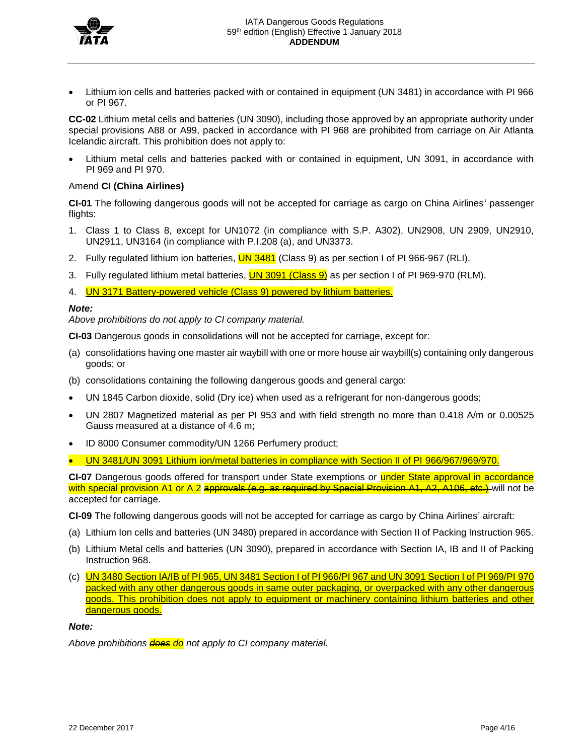- Lithium ion cells and batteries packed with or contained in equipment (UN 3481) in accordance with PI 966 or PI 967.

**CC-02** Lithium metal cells and batteries (UN 3090), including those approved by an appropriate authority under special provisions A88 or A99, packed in accordance with PI 968 are prohibited from carriage on Air Atlanta Icelandic aircraft. This prohibition does not apply to:

- Lithium metal cells and batteries packed with or contained in equipment, UN 3091, in accordance with PI 969 and PI 970.

Amend **CI (China Airlines)**

**CI-01** The following dangerous goods will not be accepted for carriage as cargo on China Airlines' passenger flights:

1. Class 1 to Class 8, except for UN1072 (in compliance with S.P. A302), UN2908, UN 2909, UN2910, UN2911, UN3164 (in compliance with P.I.208 (a), and UN3373.
2. Fully regulated lithium ion batteries, UN 3481 (Class 9) as per section I of PI 966-967 (RLI).
3. Fully regulated lithium metal batteries, UN 3091 (Class 9) as per section I of PI 969-970 (RLM).
4. UN 3171 Battery-powered vehicle (Class 9) powered by lithium batteries.

***Note:***
*Above prohibitions do not apply to CI company material.*

**CI-03** Dangerous goods in consolidations will not be accepted for carriage, except for:

(a) consolidations having one master air waybill with one or more house air waybill(s) containing only dangerous goods; or

(b) consolidations containing the following dangerous goods and general cargo:

- UN 1845 Carbon dioxide, solid (Dry ice) when used as a refrigerant for non-dangerous goods;
- UN 2807 Magnetized material as per PI 953 and with field strength no more than 0.418 A/m or 0.00525 Gauss measured at a distance of 4.6 m;
- ID 8000 Consumer commodity/UN 1266 Perfumery product;
- UN 3481/UN 3091 Lithium ion/metal batteries in compliance with Section II of PI 966/967/969/970.

**CI-07** Dangerous goods offered for transport under State exemptions or under State approval in accordance with special provision A1 or A 2 ~~approvals (e.g. as required by Special Provision A1, A2, A106, etc.)~~ will not be accepted for carriage.

**CI-09** The following dangerous goods will not be accepted for carriage as cargo by China Airlines' aircraft:

(a) Lithium Ion cells and batteries (UN 3480) prepared in accordance with Section II of Packing Instruction 965.

(b) Lithium Metal cells and batteries (UN 3090), prepared in accordance with Section IA, IB and II of Packing Instruction 968.

(c) UN 3480 Section IA/IB of PI 965, UN 3481 Section I of PI 966/PI 967 and UN 3091 Section I of PI 969/PI 970 packed with any other dangerous goods in same outer packaging, or overpacked with any other dangerous goods. This prohibition does not apply to equipment or machinery containing lithium batteries and other dangerous goods.

***Note:***

*Above prohibitions ~~does~~ do not apply to CI company material.*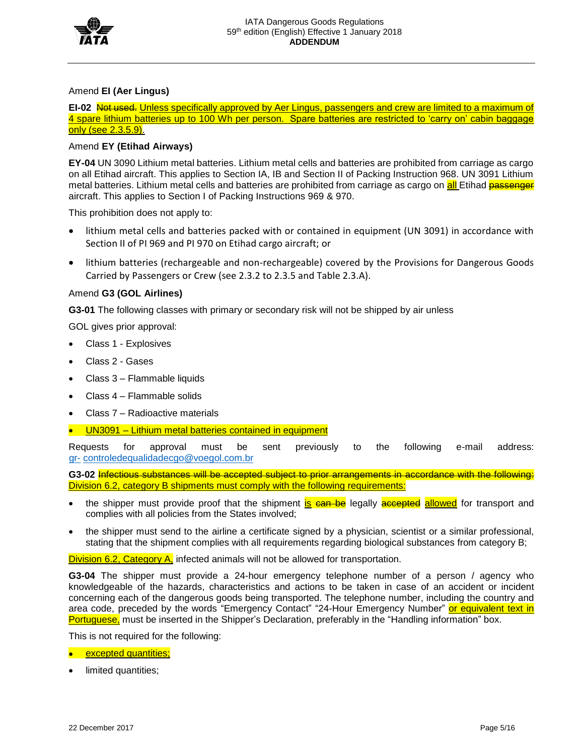Amend **EI (Aer Lingus)**

**EI-02** ~~Not used.~~ Unless specifically approved by Aer Lingus, passengers and crew are limited to a maximum of 4 spare lithium batteries up to 100 Wh per person. Spare batteries are restricted to 'carry on' cabin baggage only (see 2.3.5.9).

Amend **EY (Etihad Airways)**

**EY-04** UN 3090 Lithium metal batteries. Lithium metal cells and batteries are prohibited from carriage as cargo on all Etihad aircraft. This applies to Section IA, IB and Section II of Packing Instruction 968. UN 3091 Lithium metal batteries. Lithium metal cells and batteries are prohibited from carriage as cargo on all Etihad ~~passenger~~ aircraft. This applies to Section I of Packing Instructions 969 & 970.

This prohibition does not apply to:

- lithium metal cells and batteries packed with or contained in equipment (UN 3091) in accordance with Section II of PI 969 and PI 970 on Etihad cargo aircraft; or
- lithium batteries (rechargeable and non-rechargeable) covered by the Provisions for Dangerous Goods Carried by Passengers or Crew (see 2.3.2 to 2.3.5 and Table 2.3.A).

Amend **G3 (GOL Airlines)**

**G3-01** The following classes with primary or secondary risk will not be shipped by air unless

GOL gives prior approval:

- Class 1 - Explosives
- Class 2 - Gases
- Class 3 – Flammable liquids
- Class 4 – Flammable solids
- Class 7 – Radioactive materials
- UN3091 – Lithium metal batteries contained in equipment

Requests for approval must be sent previously to the following e-mail address: gr- controledequalidadecgo@voegol.com.br

**G3-02** ~~Infectious substances will be accepted subject to prior arrangements in accordance with the following:~~ Division 6.2, category B shipments must comply with the following requirements:

- the shipper must provide proof that the shipment is ~~can be~~ legally ~~accepted~~ allowed for transport and complies with all policies from the States involved;
- the shipper must send to the airline a certificate signed by a physician, scientist or a similar professional, stating that the shipment complies with all requirements regarding biological substances from category B;

Division 6.2, Category A, infected animals will not be allowed for transportation.

**G3-04** The shipper must provide a 24-hour emergency telephone number of a person / agency who knowledgeable of the hazards, characteristics and actions to be taken in case of an accident or incident concerning each of the dangerous goods being transported. The telephone number, including the country and area code, preceded by the words "Emergency Contact" "24-Hour Emergency Number" or equivalent text in Portuguese, must be inserted in the Shipper's Declaration, preferably in the "Handling information" box.

This is not required for the following:

- excepted quantities;
- limited quantities;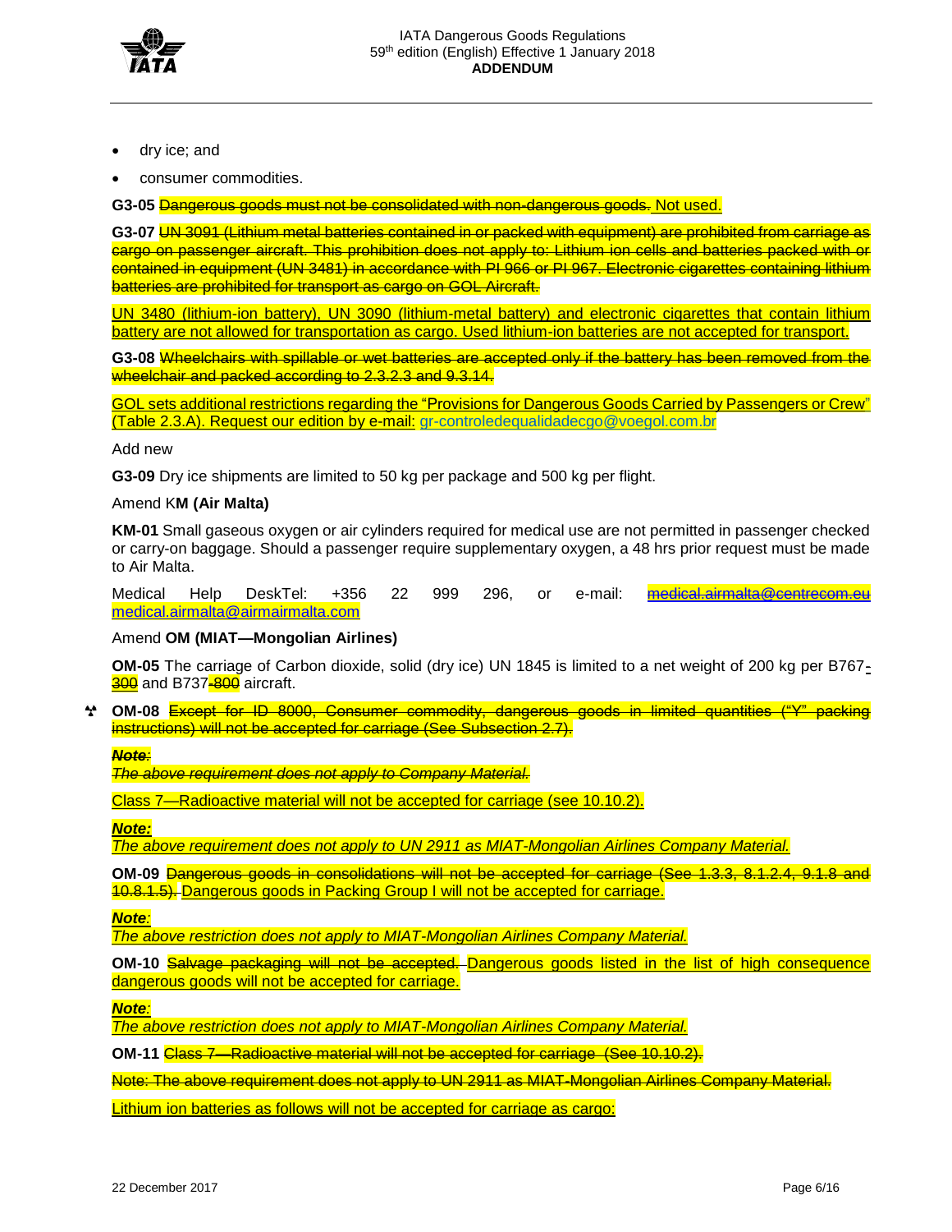- dry ice; and
- consumer commodities.

**G3-05** ~~Dangerous goods must not be consolidated with non-dangerous goods.~~ Not used.

**G3-07** ~~UN 3091 (Lithium metal batteries contained in or packed with equipment) are prohibited from carriage as cargo on passenger aircraft. This prohibition does not apply to: Lithium ion cells and batteries packed with or contained in equipment (UN 3481) in accordance with PI 966 or PI 967. Electronic cigarettes containing lithium batteries are prohibited for transport as cargo on GOL Aircraft.~~

UN 3480 (lithium-ion battery), UN 3090 (lithium-metal battery) and electronic cigarettes that contain lithium battery are not allowed for transportation as cargo. Used lithium-ion batteries are not accepted for transport.

**G3-08** ~~Wheelchairs with spillable or wet batteries are accepted only if the battery has been removed from the wheelchair and packed according to 2.3.2.3 and 9.3.14.~~

GOL sets additional restrictions regarding the "Provisions for Dangerous Goods Carried by Passengers or Crew" (Table 2.3.A). Request our edition by e-mail: gr-controledequalidadecgo@voegol.com.br

Add new

**G3-09** Dry ice shipments are limited to 50 kg per package and 500 kg per flight.

Amend K**M (Air Malta)**

**KM-01** Small gaseous oxygen or air cylinders required for medical use are not permitted in passenger checked or carry-on baggage. Should a passenger require supplementary oxygen, a 48 hrs prior request must be made to Air Malta.

Medical Help DeskTel: +356 22 999 296, or e-mail: ~~medical.airmalta@centrecom.eu~~ medical.airmalta@airmairmalta.com

Amend **OM (MIAT—Mongolian Airlines)**

**OM-05** The carriage of Carbon dioxide, solid (dry ice) UN 1845 is limited to a net weight of 200 kg per B767-300 and B737~~-800~~ aircraft.

**OM-08** ~~Except for ID 8000, Consumer commodity, dangerous goods in limited quantities ("Y" packing instructions) will not be accepted for carriage (See Subsection 2.7).~~

~~***Note**:*~~
~~*The above requirement does not apply to Company Material.*~~

Class 7—Radioactive material will not be accepted for carriage (see 10.10.2).

***Note:***
*The above requirement does not apply to UN 2911 as MIAT-Mongolian Airlines Company Material.*

**OM-09** ~~Dangerous goods in consolidations will not be accepted for carriage (See 1.3.3, 8.1.2.4, 9.1.8 and 10.8.1.5).~~ Dangerous goods in Packing Group I will not be accepted for carriage.

***Note**:*
*The above restriction does not apply to MIAT-Mongolian Airlines Company Material.*

**OM-10** ~~Salvage packaging will not be accepted.~~ Dangerous goods listed in the list of high consequence dangerous goods will not be accepted for carriage.

***Note**:*
*The above restriction does not apply to MIAT-Mongolian Airlines Company Material.*

**OM-11** ~~Class 7—Radioactive material will not be accepted for carriage (See 10.10.2).~~

~~Note: The above requirement does not apply to UN 2911 as MIAT-Mongolian Airlines Company Material.~~

Lithium ion batteries as follows will not be accepted for carriage as cargo: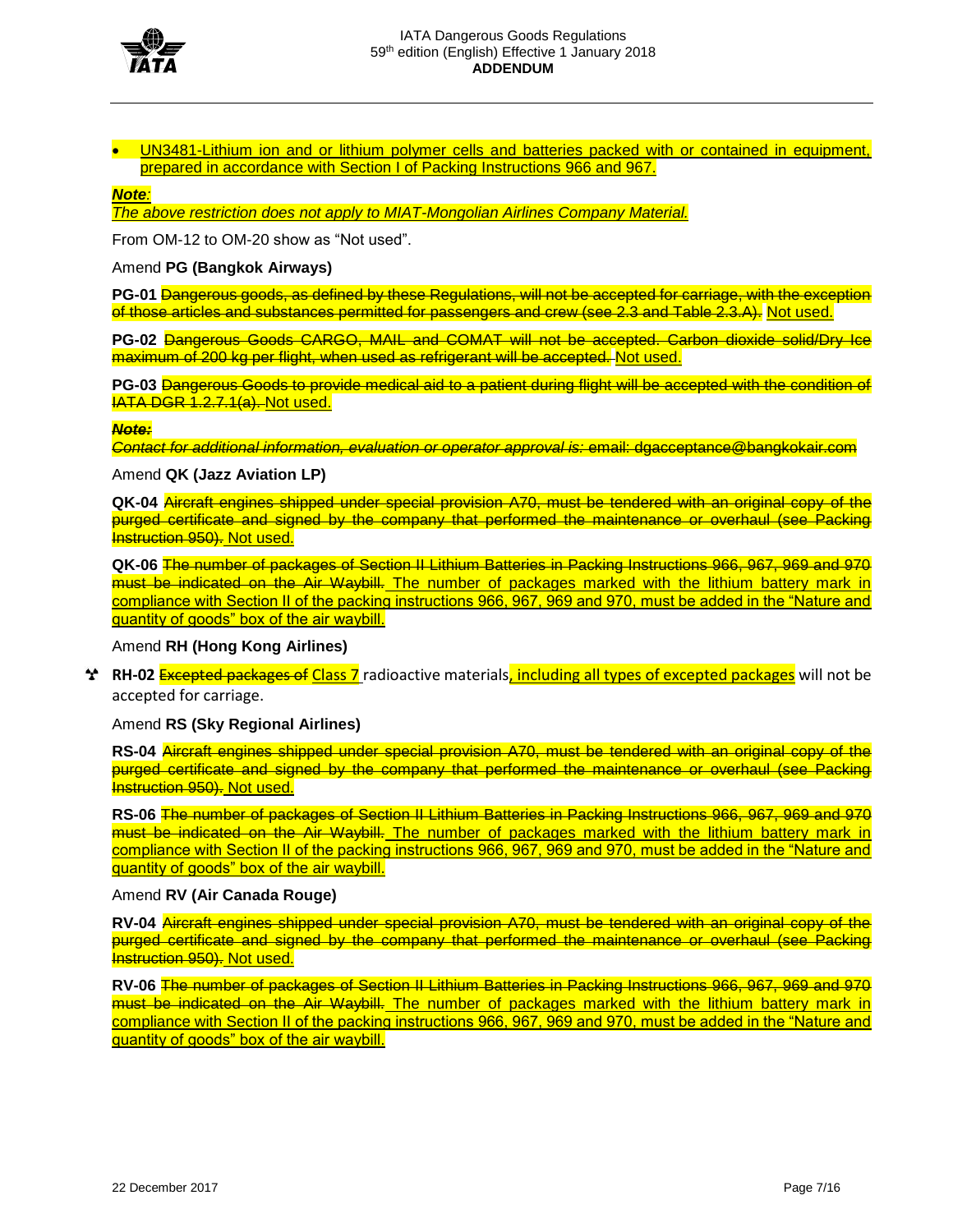- UN3481-Lithium ion and or lithium polymer cells and batteries packed with or contained in equipment, prepared in accordance with Section I of Packing Instructions 966 and 967.

***Note**:*
*The above restriction does not apply to MIAT-Mongolian Airlines Company Material.*

From OM-12 to OM-20 show as "Not used".

Amend **PG (Bangkok Airways)**

**PG-01** ~~Dangerous goods, as defined by these Regulations, will not be accepted for carriage, with the exception of those articles and substances permitted for passengers and crew (see 2.3 and Table 2.3.A).~~ Not used.

**PG-02** ~~Dangerous Goods CARGO, MAIL and COMAT will not be accepted. Carbon dioxide solid/Dry Ice maximum of 200 kg per flight, when used as refrigerant will be accepted.~~ Not used.

**PG-03** ~~Dangerous Goods to provide medical aid to a patient during flight will be accepted with the condition of IATA DGR 1.2.7.1(a).~~ Not used.

~~***Note:***~~
~~*Contact for additional information, evaluation or operator approval is:* email: dgacceptance@bangkokair.com~~

Amend **QK (Jazz Aviation LP)**

**QK-04** ~~Aircraft engines shipped under special provision A70, must be tendered with an original copy of the purged certificate and signed by the company that performed the maintenance or overhaul (see Packing Instruction 950).~~ Not used.

**QK-06** ~~The number of packages of Section II Lithium Batteries in Packing Instructions 966, 967, 969 and 970 must be indicated on the Air Waybill.~~ The number of packages marked with the lithium battery mark in compliance with Section II of the packing instructions 966, 967, 969 and 970, must be added in the "Nature and quantity of goods" box of the air waybill.

Amend **RH (Hong Kong Airlines)**

**RH-02** ~~Excepted packages of~~ Class 7 radioactive materials, including all types of excepted packages will not be accepted for carriage.

Amend **RS (Sky Regional Airlines)**

**RS-04** ~~Aircraft engines shipped under special provision A70, must be tendered with an original copy of the purged certificate and signed by the company that performed the maintenance or overhaul (see Packing Instruction 950).~~ Not used.

**RS-06** ~~The number of packages of Section II Lithium Batteries in Packing Instructions 966, 967, 969 and 970 must be indicated on the Air Waybill.~~ The number of packages marked with the lithium battery mark in compliance with Section II of the packing instructions 966, 967, 969 and 970, must be added in the "Nature and quantity of goods" box of the air waybill.

Amend **RV (Air Canada Rouge)**

**RV-04** ~~Aircraft engines shipped under special provision A70, must be tendered with an original copy of the purged certificate and signed by the company that performed the maintenance or overhaul (see Packing Instruction 950).~~ Not used.

**RV-06** ~~The number of packages of Section II Lithium Batteries in Packing Instructions 966, 967, 969 and 970 must be indicated on the Air Waybill.~~ The number of packages marked with the lithium battery mark in compliance with Section II of the packing instructions 966, 967, 969 and 970, must be added in the "Nature and quantity of goods" box of the air waybill.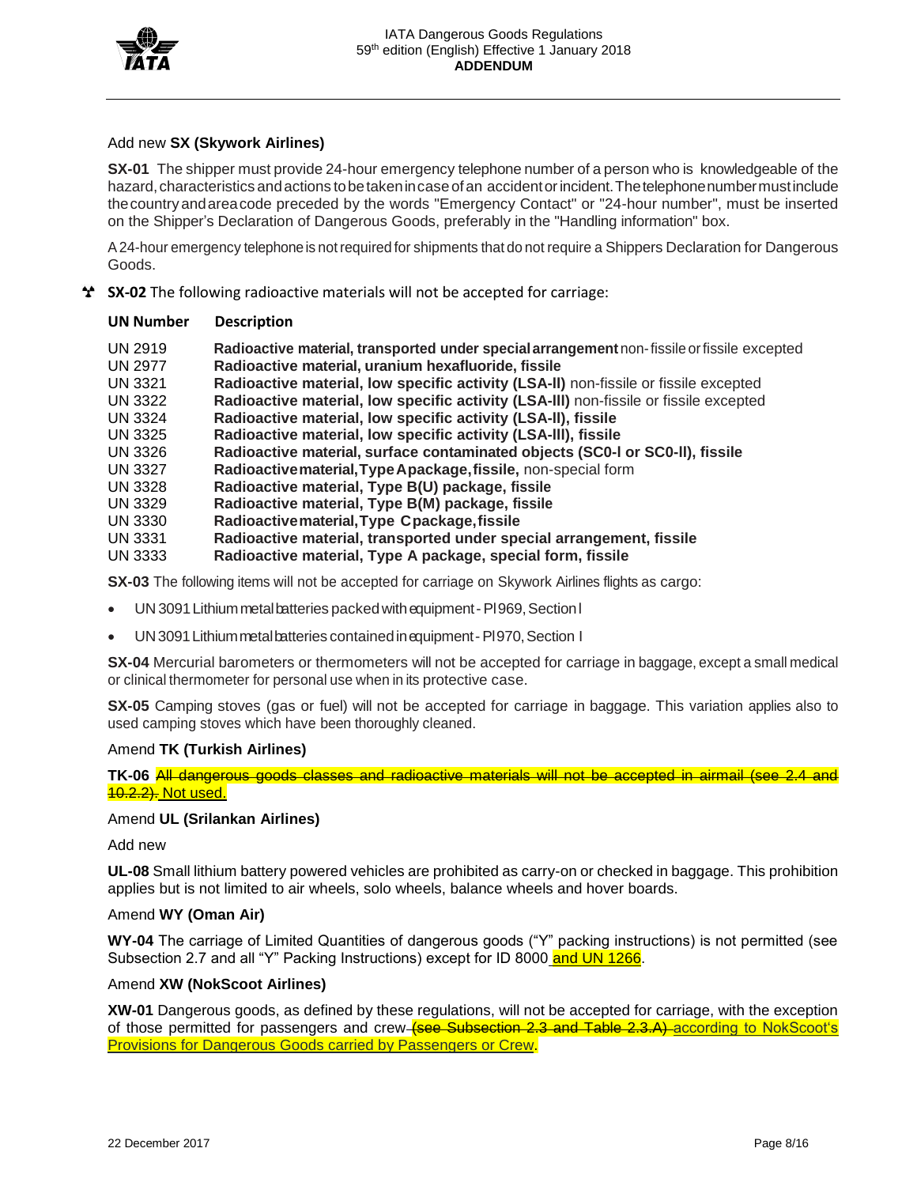Add new **SX (Skywork Airlines)**

**SX-01** The shipper must provide 24-hour emergency telephone number of a person who is knowledgeable of the hazard, characteristics and actions to be taken in case of an accident or incident. The telephone number must include the country and area code preceded by the words "Emergency Contact" or "24-hour number", must be inserted on the Shipper's Declaration of Dangerous Goods, preferably in the "Handling information" box.

A 24-hour emergency telephone is not required for shipments that do not require a Shippers Declaration for Dangerous Goods.

**SX-02** The following radioactive materials will not be accepted for carriage:

| UN Number | Description |
|---|---|
| UN 2919 | **Radioactive material, transported under special arrangement** non-fissile or fissile excepted |
| UN 2977 | **Radioactive material, uranium hexafluoride, fissile** |
| UN 3321 | **Radioactive material, low specific activity (LSA-II)** non-fissile or fissile excepted |
| UN 3322 | **Radioactive material, low specific activity (LSA-III)** non-fissile or fissile excepted |
| UN 3324 | **Radioactive material, low specific activity (LSA-II), fissile** |
| UN 3325 | **Radioactive material, low specific activity (LSA-III), fissile** |
| UN 3326 | **Radioactive material, surface contaminated objects (SC0-I or SC0-II), fissile** |
| UN 3327 | **Radioactive material, Type A package, fissile,** non-special form |
| UN 3328 | **Radioactive material, Type B(U) package, fissile** |
| UN 3329 | **Radioactive material, Type B(M) package, fissile** |
| UN 3330 | **Radioactive material, Type C package, fissile** |
| UN 3331 | **Radioactive material, transported under special arrangement, fissile** |
| UN 3333 | **Radioactive material, Type A package, special form, fissile** |

**SX-03** The following items will not be accepted for carriage on Skywork Airlines flights as cargo:

- UN 3091 Lithium metal batteries packed with equipment - PI969, Section I
- UN 3091 Lithium metal batteries contained in equipment - PI970, Section I

**SX-04** Mercurial barometers or thermometers will not be accepted for carriage in baggage, except a small medical or clinical thermometer for personal use when in its protective case.

**SX-05** Camping stoves (gas or fuel) will not be accepted for carriage in baggage. This variation applies also to used camping stoves which have been thoroughly cleaned.

Amend **TK (Turkish Airlines)**

**TK-06** ~~All dangerous goods classes and radioactive materials will not be accepted in airmail (see 2.4 and 10.2.2).~~ Not used.

Amend **UL (Srilankan Airlines)**

Add new

**UL-08** Small lithium battery powered vehicles are prohibited as carry-on or checked in baggage. This prohibition applies but is not limited to air wheels, solo wheels, balance wheels and hover boards.

Amend **WY (Oman Air)**

**WY-04** The carriage of Limited Quantities of dangerous goods ("Y" packing instructions) is not permitted (see Subsection 2.7 and all "Y" Packing Instructions) except for ID 8000 and UN 1266.

Amend **XW (NokScoot Airlines)**

**XW-01** Dangerous goods, as defined by these regulations, will not be accepted for carriage, with the exception of those permitted for passengers and crew ~~(see Subsection 2.3 and Table 2.3.A)~~ according to NokScoot's Provisions for Dangerous Goods carried by Passengers or Crew.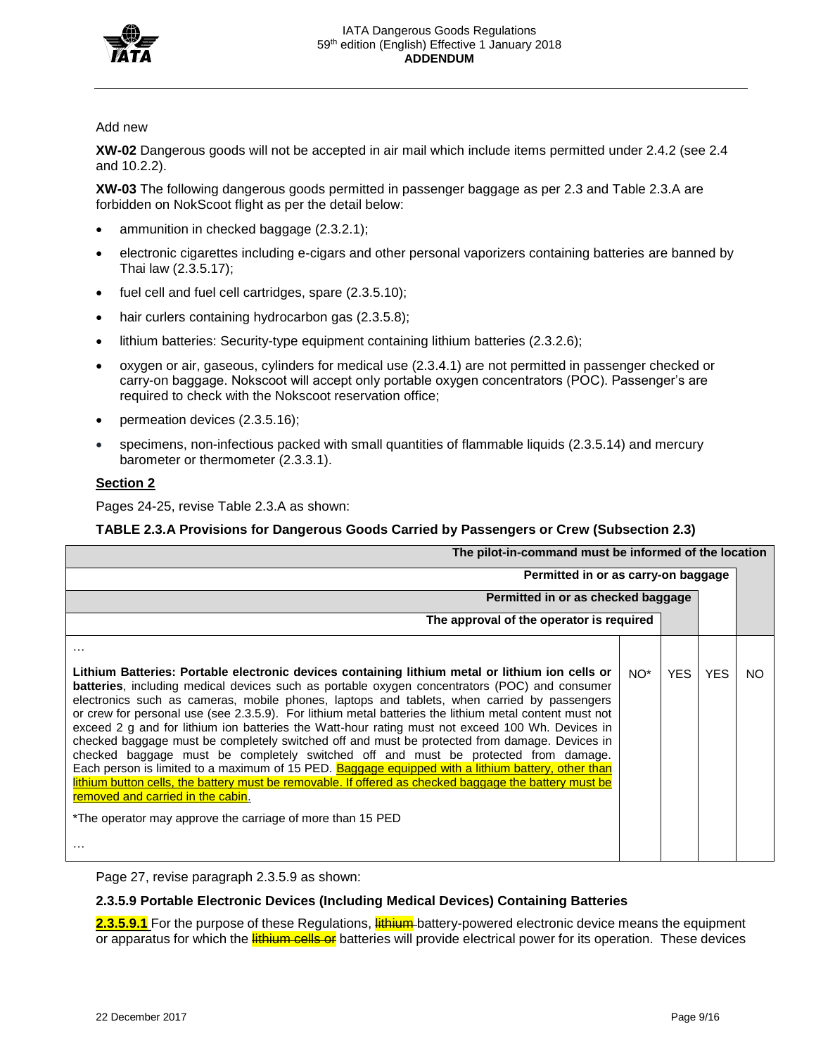Add new

**XW-02** Dangerous goods will not be accepted in air mail which include items permitted under 2.4.2 (see 2.4 and 10.2.2).

**XW-03** The following dangerous goods permitted in passenger baggage as per 2.3 and Table 2.3.A are forbidden on NokScoot flight as per the detail below:

- ammunition in checked baggage (2.3.2.1);
- electronic cigarettes including e-cigars and other personal vaporizers containing batteries are banned by Thai law (2.3.5.17);
- fuel cell and fuel cell cartridges, spare (2.3.5.10);
- hair curlers containing hydrocarbon gas (2.3.5.8);
- lithium batteries: Security-type equipment containing lithium batteries (2.3.2.6);
- oxygen or air, gaseous, cylinders for medical use (2.3.4.1) are not permitted in passenger checked or carry-on baggage. Nokscoot will accept only portable oxygen concentrators (POC). Passenger's are required to check with the Nokscoot reservation office;
- permeation devices (2.3.5.16);
- specimens, non-infectious packed with small quantities of flammable liquids (2.3.5.14) and mercury barometer or thermometer (2.3.3.1).

## Section 2

Pages 24-25, revise Table 2.3.A as shown:

**TABLE 2.3.A Provisions for Dangerous Goods Carried by Passengers or Crew (Subsection 2.3)**

| | The approval of the operator is required | Permitted in or as checked baggage | Permitted in or as carry-on baggage | The pilot-in-command must be informed of the location |
|---|---|---|---|---|
| … | | | | |
| **Lithium Batteries: Portable electronic devices containing lithium metal or lithium ion cells or batteries**, including medical devices such as portable oxygen concentrators (POC) and consumer electronics such as cameras, mobile phones, laptops and tablets, when carried by passengers or crew for personal use (see 2.3.5.9). For lithium metal batteries the lithium metal content must not exceed 2 g and for lithium ion batteries the Watt-hour rating must not exceed 100 Wh. Devices in checked baggage must be completely switched off and must be protected from damage. Devices in checked baggage must be completely switched off and must be protected from damage. Each person is limited to a maximum of 15 PED. Baggage equipped with a lithium battery, other than lithium button cells, the battery must be removable. If offered as checked baggage the battery must be removed and carried in the cabin.<br><br>*The operator may approve the carriage of more than 15 PED | NO* | YES | YES | NO |
| … | | | | |

Page 27, revise paragraph 2.3.5.9 as shown:

**2.3.5.9 Portable Electronic Devices (Including Medical Devices) Containing Batteries**

**2.3.5.9.1** For the purpose of these Regulations, ~~lithium~~ battery-powered electronic device means the equipment or apparatus for which the ~~lithium cells or~~ batteries will provide electrical power for its operation. These devices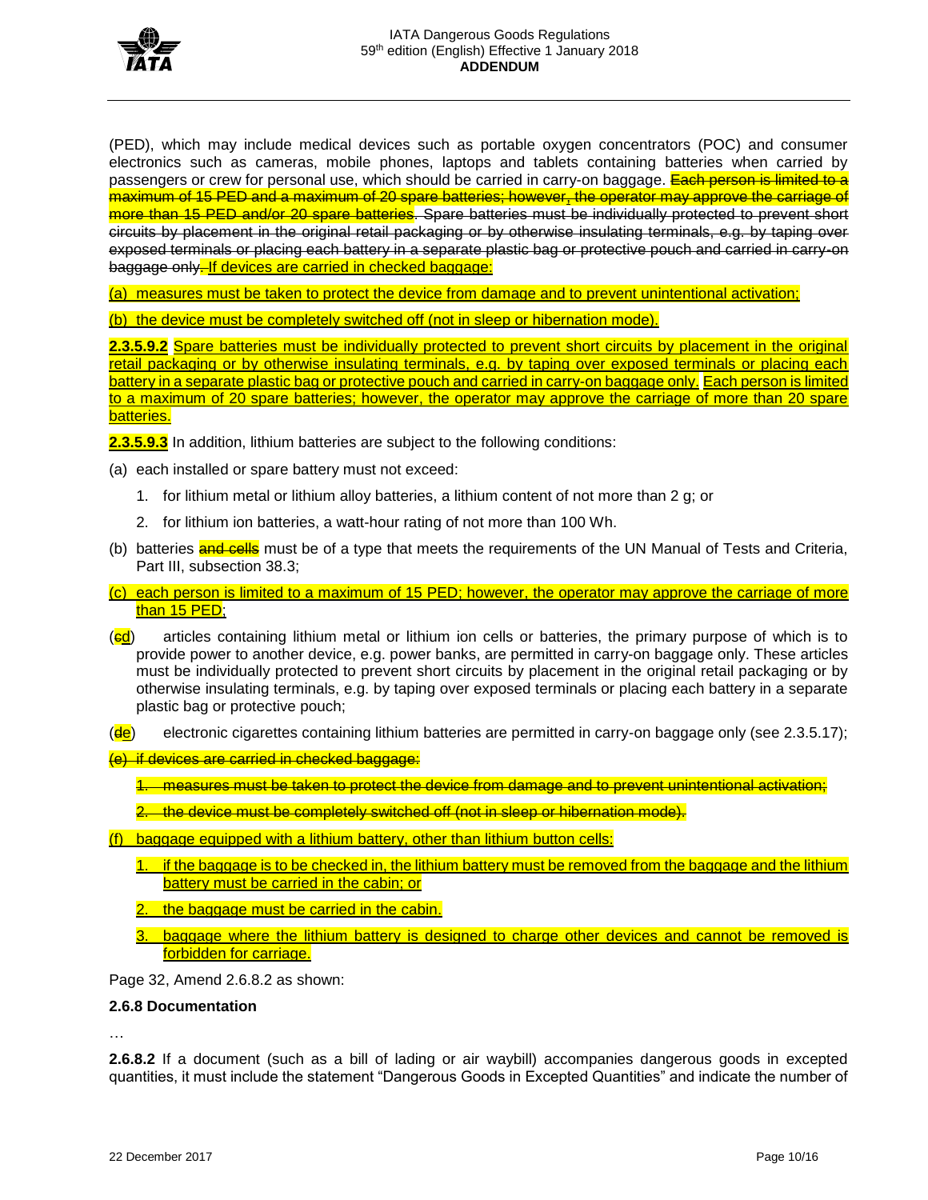(PED), which may include medical devices such as portable oxygen concentrators (POC) and consumer electronics such as cameras, mobile phones, laptops and tablets containing batteries when carried by passengers or crew for personal use, which should be carried in carry-on baggage. ~~Each person is limited to a maximum of 15 PED and a maximum of 20 spare batteries; however, the operator may approve the carriage of more than 15 PED and/or 20 spare batteries. Spare batteries must be individually protected to prevent short circuits by placement in the original retail packaging or by otherwise insulating terminals, e.g. by taping over exposed terminals or placing each battery in a separate plastic bag or protective pouch and carried in carry-on baggage only.~~ If devices are carried in checked baggage:

(a) measures must be taken to protect the device from damage and to prevent unintentional activation;

(b) the device must be completely switched off (not in sleep or hibernation mode).

**2.3.5.9.2** Spare batteries must be individually protected to prevent short circuits by placement in the original retail packaging or by otherwise insulating terminals, e.g. by taping over exposed terminals or placing each battery in a separate plastic bag or protective pouch and carried in carry-on baggage only. Each person is limited to a maximum of 20 spare batteries; however, the operator may approve the carriage of more than 20 spare batteries.

**2.3.5.9.3** In addition, lithium batteries are subject to the following conditions:

(a) each installed or spare battery must not exceed:

  1. for lithium metal or lithium alloy batteries, a lithium content of not more than 2 g; or
  2. for lithium ion batteries, a watt-hour rating of not more than 100 Wh.

(b) batteries ~~and cells~~ must be of a type that meets the requirements of the UN Manual of Tests and Criteria, Part III, subsection 38.3;

(c) each person is limited to a maximum of 15 PED; however, the operator may approve the carriage of more than 15 PED;

(~~c~~d) articles containing lithium metal or lithium ion cells or batteries, the primary purpose of which is to provide power to another device, e.g. power banks, are permitted in carry-on baggage only. These articles must be individually protected to prevent short circuits by placement in the original retail packaging or by otherwise insulating terminals, e.g. by taping over exposed terminals or placing each battery in a separate plastic bag or protective pouch;

(~~d~~e) electronic cigarettes containing lithium batteries are permitted in carry-on baggage only (see 2.3.5.17);

~~(e) if devices are carried in checked baggage:~~

  ~~1. measures must be taken to protect the device from damage and to prevent unintentional activation;~~

  ~~2. the device must be completely switched off (not in sleep or hibernation mode).~~

(f) baggage equipped with a lithium battery, other than lithium button cells:

  1. if the baggage is to be checked in, the lithium battery must be removed from the baggage and the lithium battery must be carried in the cabin; or
  2. the baggage must be carried in the cabin.
  3. baggage where the lithium battery is designed to charge other devices and cannot be removed is forbidden for carriage.

Page 32, Amend 2.6.8.2 as shown:

**2.6.8 Documentation**

…

**2.6.8.2** If a document (such as a bill of lading or air waybill) accompanies dangerous goods in excepted quantities, it must include the statement "Dangerous Goods in Excepted Quantities" and indicate the number of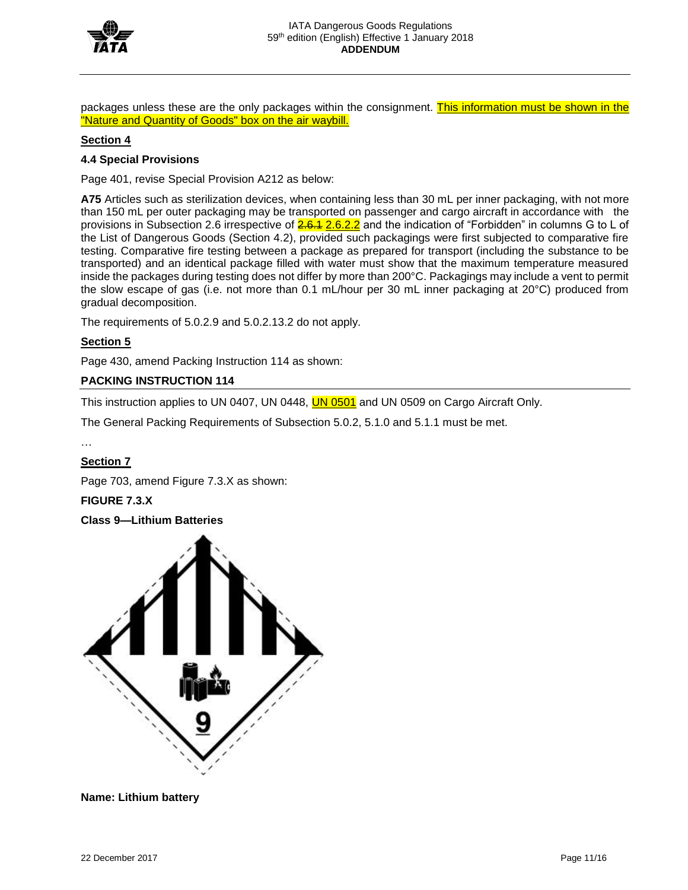packages unless these are the only packages within the consignment. This information must be shown in the "Nature and Quantity of Goods" box on the air waybill.

**Section 4**

**4.4 Special Provisions**

Page 401, revise Special Provision A212 as below:

**A75** Articles such as sterilization devices, when containing less than 30 mL per inner packaging, with not more than 150 mL per outer packaging may be transported on passenger and cargo aircraft in accordance with the provisions in Subsection 2.6 irrespective of ~~2.6.1~~ 2.6.2.2 and the indication of "Forbidden" in columns G to L of the List of Dangerous Goods (Section 4.2), provided such packagings were first subjected to comparative fire testing. Comparative fire testing between a package as prepared for transport (including the substance to be transported) and an identical package filled with water must show that the maximum temperature measured inside the packages during testing does not differ by more than 200°C. Packagings may include a vent to permit the slow escape of gas (i.e. not more than 0.1 mL/hour per 30 mL inner packaging at 20°C) produced from gradual decomposition.

The requirements of 5.0.2.9 and 5.0.2.13.2 do not apply.

**Section 5**

Page 430, amend Packing Instruction 114 as shown:

**PACKING INSTRUCTION 114**

This instruction applies to UN 0407, UN 0448, UN 0501 and UN 0509 on Cargo Aircraft Only.

The General Packing Requirements of Subsection 5.0.2, 5.1.0 and 5.1.1 must be met.

…

**Section 7**

Page 703, amend Figure 7.3.X as shown:

**FIGURE 7.3.X**

**Class 9—Lithium Batteries**

9

**Name: Lithium battery**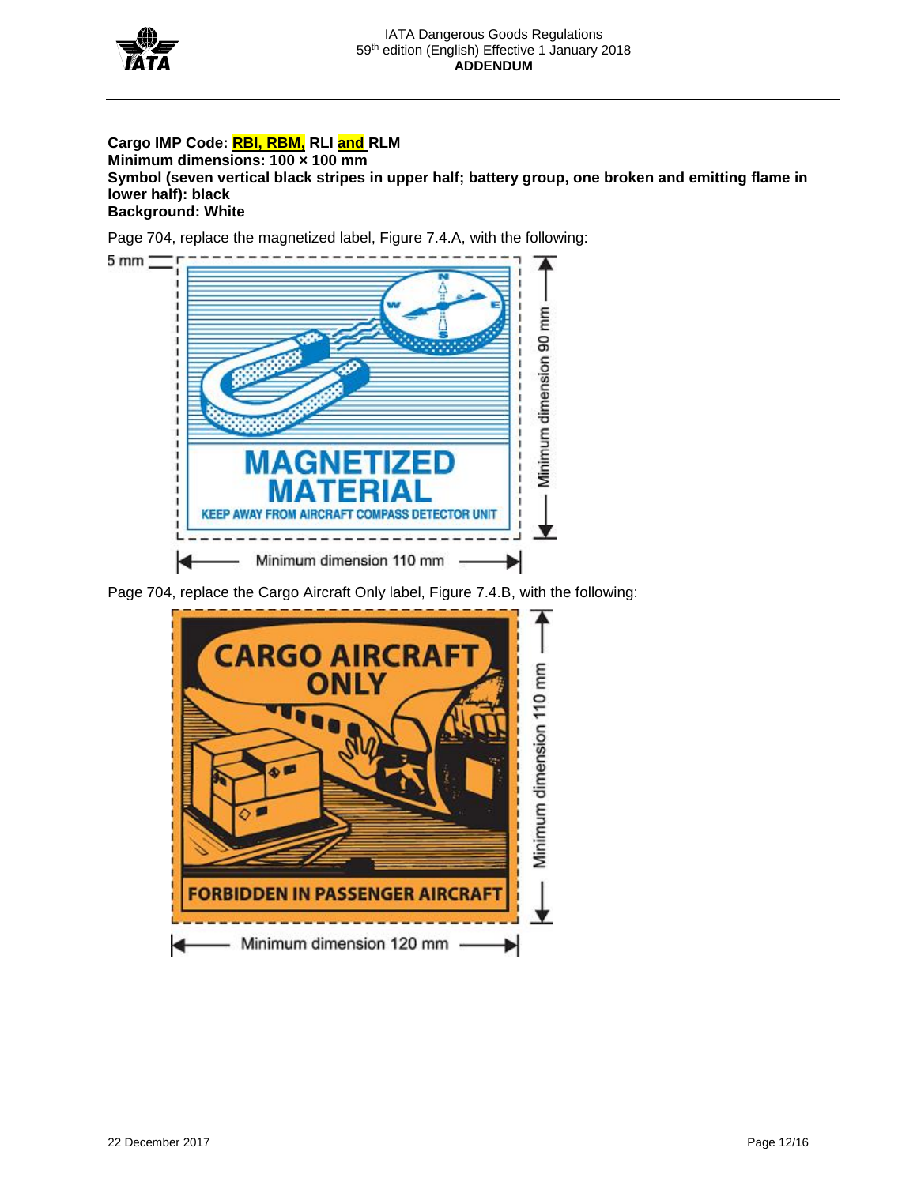**Cargo IMP Code: RBI, RBM, RLI and RLM**
**Minimum dimensions: 100 × 100 mm**
**Symbol (seven vertical black stripes in upper half; battery group, one broken and emitting flame in lower half): black**
**Background: White**

Page 704, replace the magnetized label, Figure 7.4.A, with the following:

5 mm

MAGNETIZED MATERIAL

KEEP AWAY FROM AIRCRAFT COMPASS DETECTOR UNIT

Minimum dimension 90 mm

Minimum dimension 110 mm

Page 704, replace the Cargo Aircraft Only label, Figure 7.4.B, with the following:

CARGO AIRCRAFT ONLY

FORBIDDEN IN PASSENGER AIRCRAFT

Minimum dimension 110 mm

Minimum dimension 120 mm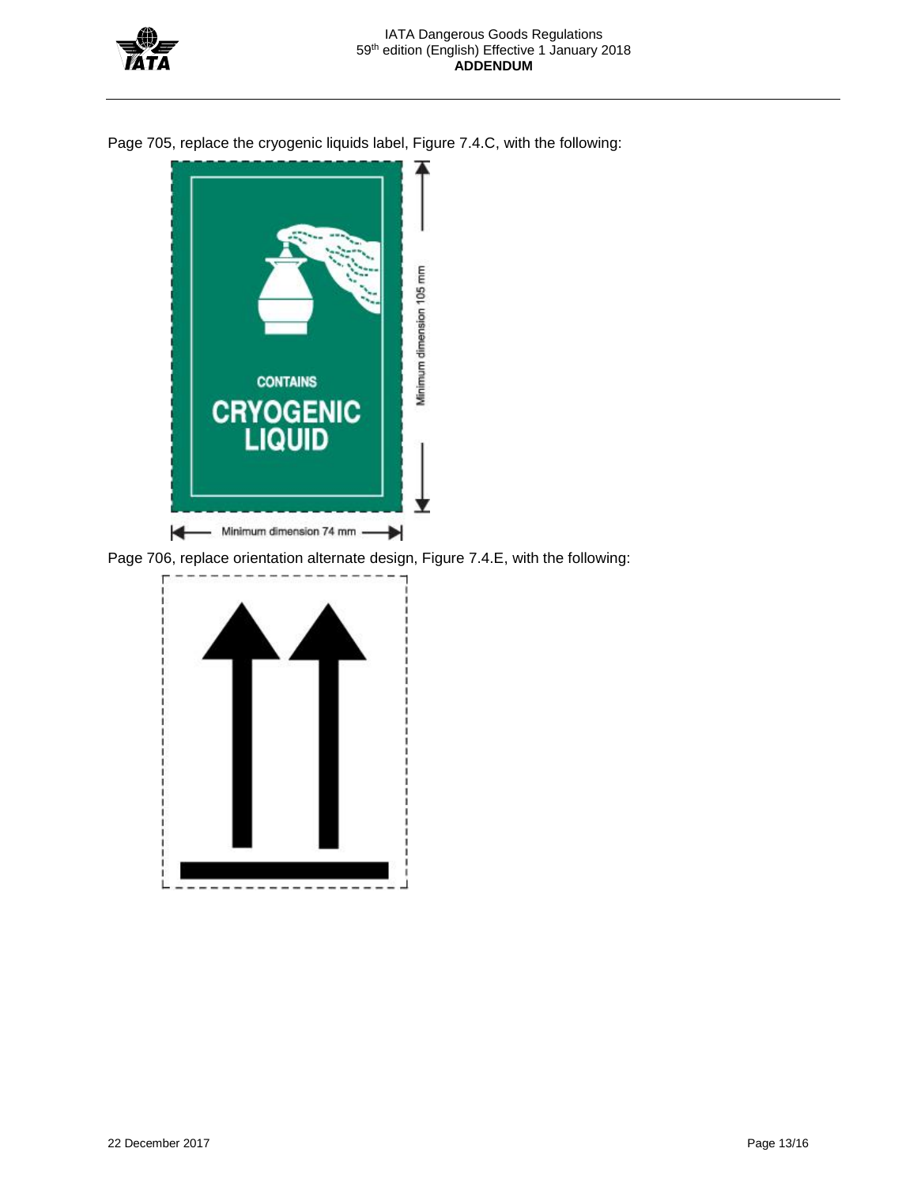Page 705, replace the cryogenic liquids label, Figure 7.4.C, with the following:

CONTAINS

CRYOGENIC LIQUID

Minimum dimension 105 mm

Minimum dimension 74 mm

Page 706, replace orientation alternate design, Figure 7.4.E, with the following: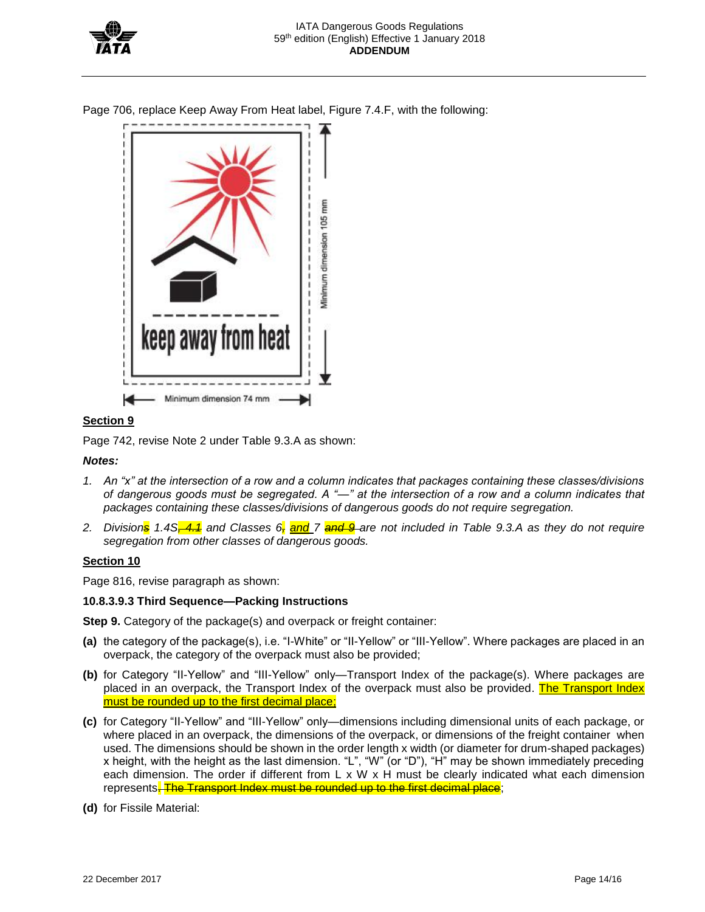Page 706, replace Keep Away From Heat label, Figure 7.4.F, with the following:

keep away from heat

Minimum dimension 105 mm

Minimum dimension 74 mm

**Section 9**

Page 742, revise Note 2 under Table 9.3.A as shown:

***Notes:***

1. *An "x" at the intersection of a row and a column indicates that packages containing these classes/divisions of dangerous goods must be segregated. A "—" at the intersection of a row and a column indicates that packages containing these classes/divisions of dangerous goods do not require segregation.*
2. *Division~~s~~ 1.4S~~, 4.1~~ and Classes 6~~,~~ <u>and</u> 7 ~~and 9~~ are not included in Table 9.3.A as they do not require segregation from other classes of dangerous goods.*

**Section 10**

Page 816, revise paragraph as shown:

**10.8.3.9.3 Third Sequence—Packing Instructions**

**Step 9.** Category of the package(s) and overpack or freight container:

**(a)** the category of the package(s), i.e. "I-White" or "II-Yellow" or "III-Yellow". Where packages are placed in an overpack, the category of the overpack must also be provided;

**(b)** for Category "II-Yellow" and "III-Yellow" only—Transport Index of the package(s). Where packages are placed in an overpack, the Transport Index of the overpack must also be provided. <u>The Transport Index must be rounded up to the first decimal place;</u>

**(c)** for Category "II-Yellow" and "III-Yellow" only—dimensions including dimensional units of each package, or where placed in an overpack, the dimensions of the overpack, or dimensions of the freight container when used. The dimensions should be shown in the order length x width (or diameter for drum-shaped packages) x height, with the height as the last dimension. "L", "W" (or "D"), "H" may be shown immediately preceding each dimension. The order if different from L x W x H must be clearly indicated what each dimension represents~~. The Transport Index must be rounded up to the first decimal place~~;

**(d)** for Fissile Material: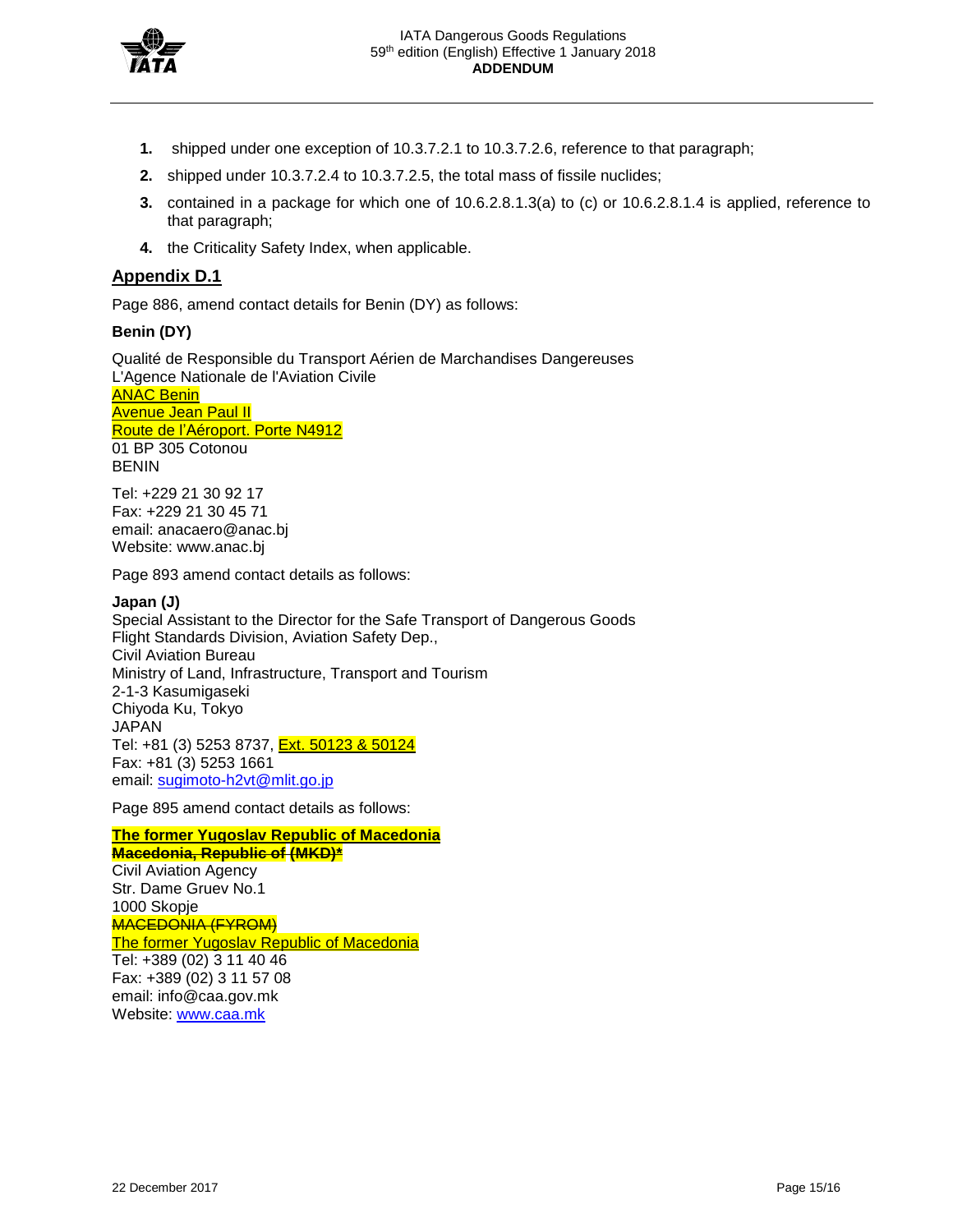1. shipped under one exception of 10.3.7.2.1 to 10.3.7.2.6, reference to that paragraph;
2. shipped under 10.3.7.2.4 to 10.3.7.2.5, the total mass of fissile nuclides;
3. contained in a package for which one of 10.6.2.8.1.3(a) to (c) or 10.6.2.8.1.4 is applied, reference to that paragraph;
4. the Criticality Safety Index, when applicable.

## Appendix D.1

Page 886, amend contact details for Benin (DY) as follows:

**Benin (DY)**

Qualité de Responsible du Transport Aérien de Marchandises Dangereuses
L'Agence Nationale de l'Aviation Civile
ANAC Benin
Avenue Jean Paul II
Route de l'Aéroport. Porte N4912
01 BP 305 Cotonou
BENIN

Tel: +229 21 30 92 17
Fax: +229 21 30 45 71
email: anacaero@anac.bj
Website: www.anac.bj

Page 893 amend contact details as follows:

**Japan (J)**
Special Assistant to the Director for the Safe Transport of Dangerous Goods
Flight Standards Division, Aviation Safety Dep.,
Civil Aviation Bureau
Ministry of Land, Infrastructure, Transport and Tourism
2-1-3 Kasumigaseki
Chiyoda Ku, Tokyo
JAPAN
Tel: +81 (3) 5253 8737, Ext. 50123 & 50124
Fax: +81 (3) 5253 1661
email: sugimoto-h2vt@mlit.go.jp

Page 895 amend contact details as follows:

**The former Yugoslav Republic of Macedonia**
**~~Macedonia, Republic of~~ (MKD)~~*~~**
Civil Aviation Agency
Str. Dame Gruev No.1
1000 Skopje
~~MACEDONIA (FYROM)~~
The former Yugoslav Republic of Macedonia
Tel: +389 (02) 3 11 40 46
Fax: +389 (02) 3 11 57 08
email: info@caa.gov.mk
Website: www.caa.mk

22 December 2017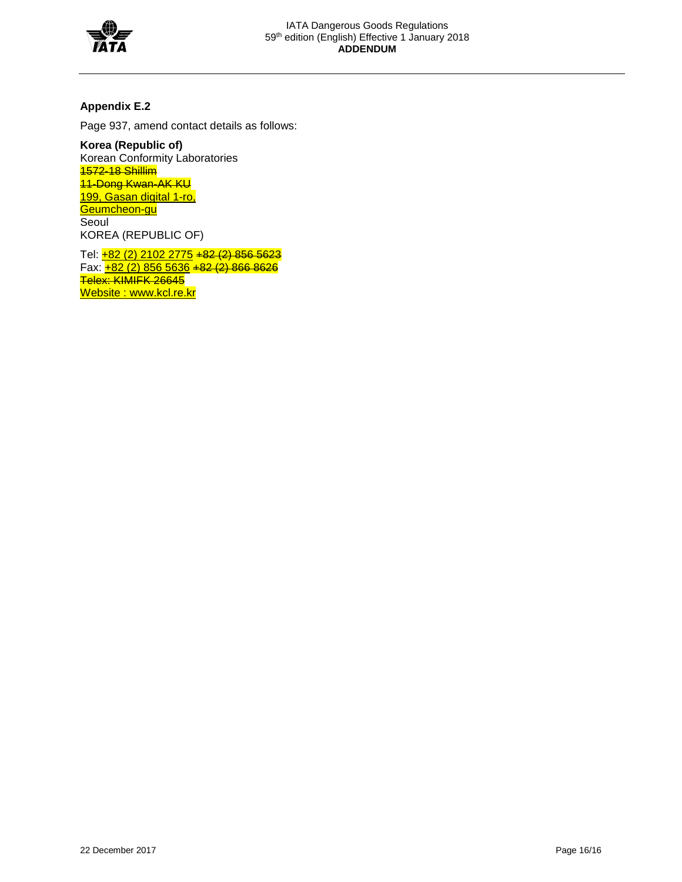**Appendix E.2**

Page 937, amend contact details as follows:

**Korea (Republic of)**
Korean Conformity Laboratories
~~1572-18 Shillim~~
~~11-Dong Kwan-AK KU~~
<u>199, Gasan digital 1-ro,</u>
<u>Geumcheon-gu</u>
Seoul
KOREA (REPUBLIC OF)

Tel: <u>+82 (2) 2102 2775</u> ~~+82 (2) 856 5623~~
Fax: <u>+82 (2) 856 5636</u> ~~+82 (2) 866 8626~~
~~Telex: KIMIFK 26645~~
<u>Website : www.kcl.re.kr</u>